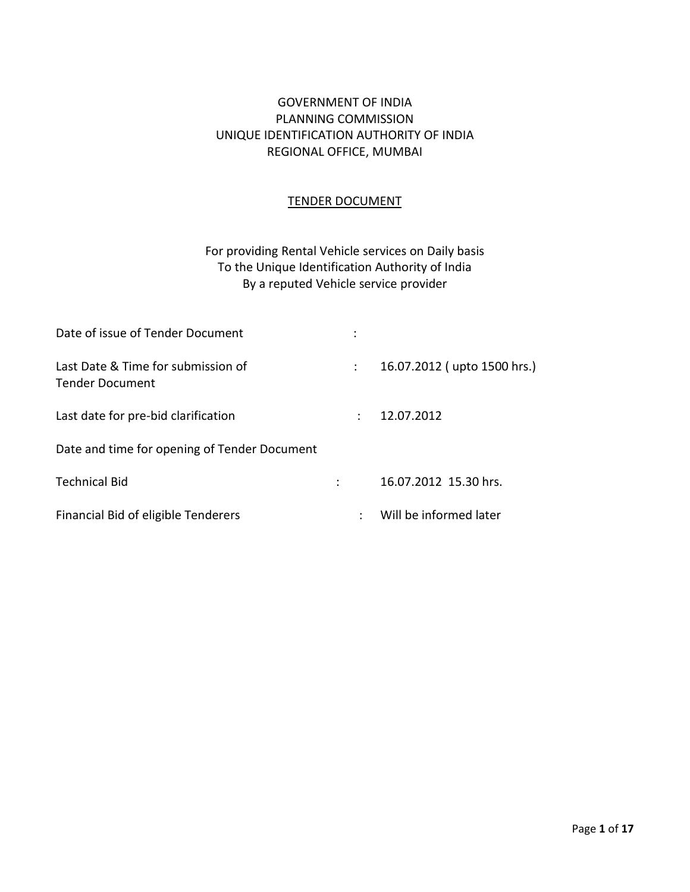# GOVERNMENT OF INDIA
# PLANNING COMMISSION
# UNIQUE IDENTIFICATION AUTHORITY OF INDIA
# REGIONAL OFFICE, MUMBAI

## TENDER DOCUMENT

For providing Rental Vehicle services on Daily basis
To the Unique Identification Authority of India
By a reputed Vehicle service provider

| | | |
|---|---|---|
| Date of issue of Tender Document | : | |
| Last Date & Time for submission of Tender Document | : | 16.07.2012 ( upto 1500 hrs.) |
| Last date for pre-bid clarification | : | 12.07.2012 |
| Date and time for opening of Tender Document | | |
| Technical Bid | : | 16.07.2012 15.30 hrs. |
| Financial Bid of eligible Tenderers | : | Will be informed later |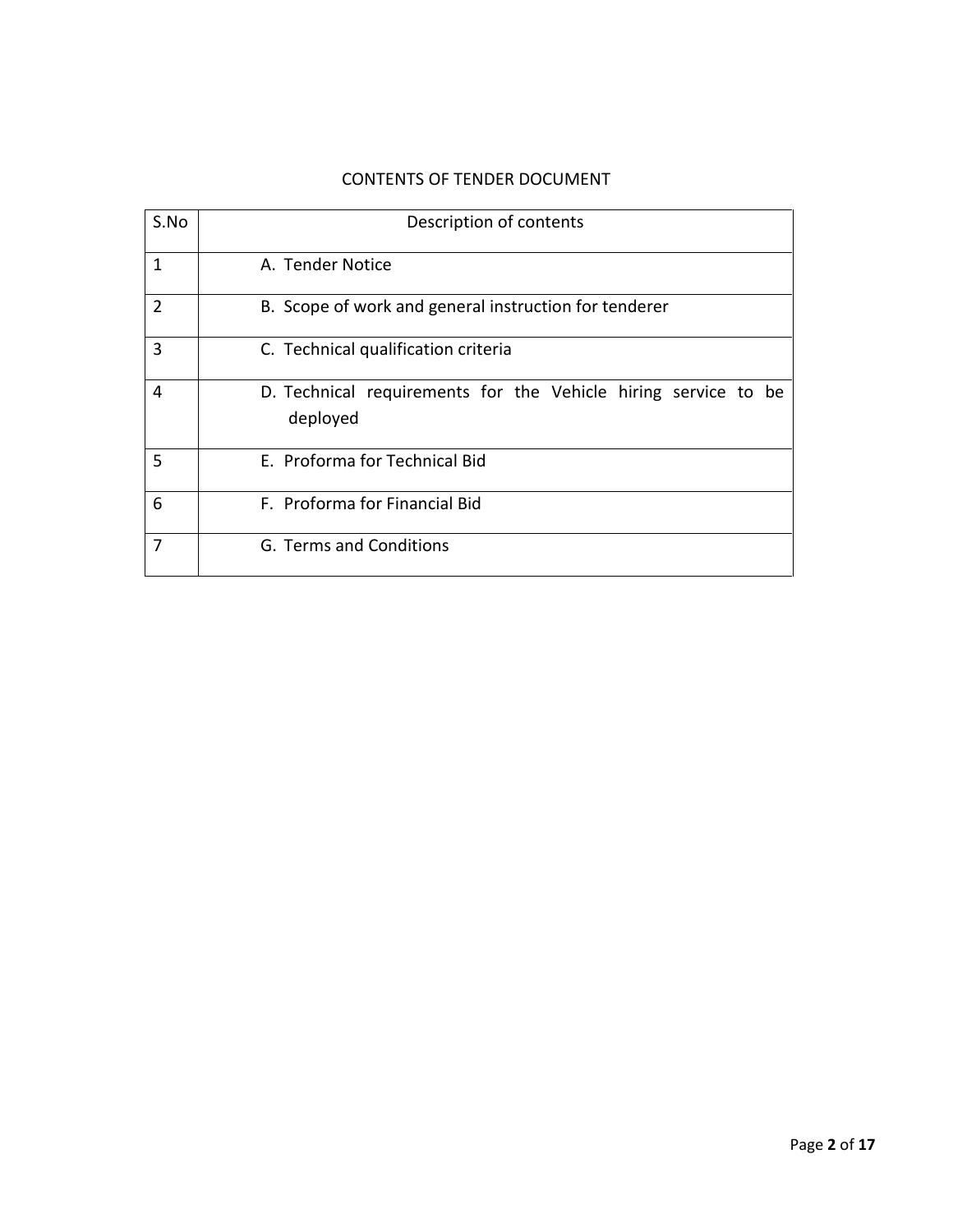## CONTENTS OF TENDER DOCUMENT

| S.No | Description of contents |
|---|---|
| 1 | A. Tender Notice |
| 2 | B. Scope of work and general instruction for tenderer |
| 3 | C. Technical qualification criteria |
| 4 | D. Technical requirements for the Vehicle hiring service to be deployed |
| 5 | E. Proforma for Technical Bid |
| 6 | F. Proforma for Financial Bid |
| 7 | G. Terms and Conditions |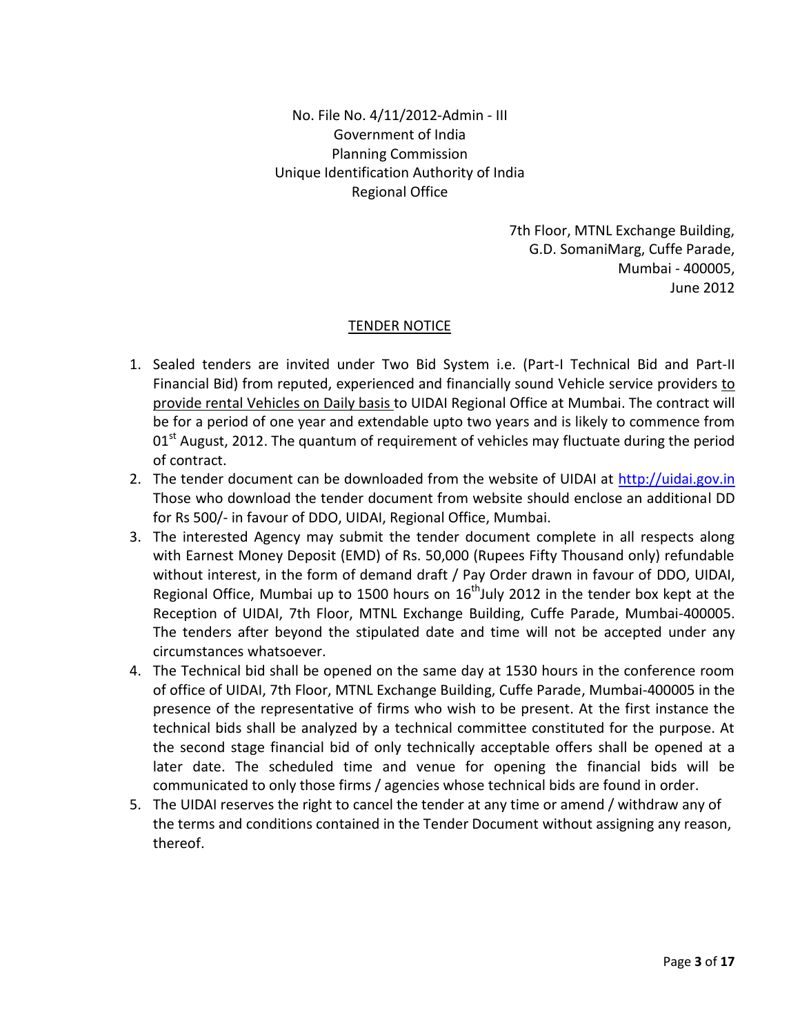No. File No. 4/11/2012-Admin - III
Government of India
Planning Commission
Unique Identification Authority of India
Regional Office

7th Floor, MTNL Exchange Building,
G.D. SomaniMarg, Cuffe Parade,
Mumbai - 400005,
June 2012

## TENDER NOTICE

1. Sealed tenders are invited under Two Bid System i.e. (Part-I Technical Bid and Part-II Financial Bid) from reputed, experienced and financially sound Vehicle service providers to provide rental Vehicles on Daily basis to UIDAI Regional Office at Mumbai. The contract will be for a period of one year and extendable upto two years and is likely to commence from 01st August, 2012. The quantum of requirement of vehicles may fluctuate during the period of contract.
2. The tender document can be downloaded from the website of UIDAI at http://uidai.gov.in Those who download the tender document from website should enclose an additional DD for Rs 500/- in favour of DDO, UIDAI, Regional Office, Mumbai.
3. The interested Agency may submit the tender document complete in all respects along with Earnest Money Deposit (EMD) of Rs. 50,000 (Rupees Fifty Thousand only) refundable without interest, in the form of demand draft / Pay Order drawn in favour of DDO, UIDAI, Regional Office, Mumbai up to 1500 hours on 16th July 2012 in the tender box kept at the Reception of UIDAI, 7th Floor, MTNL Exchange Building, Cuffe Parade, Mumbai-400005. The tenders after beyond the stipulated date and time will not be accepted under any circumstances whatsoever.
4. The Technical bid shall be opened on the same day at 1530 hours in the conference room of office of UIDAI, 7th Floor, MTNL Exchange Building, Cuffe Parade, Mumbai-400005 in the presence of the representative of firms who wish to be present. At the first instance the technical bids shall be analyzed by a technical committee constituted for the purpose. At the second stage financial bid of only technically acceptable offers shall be opened at a later date. The scheduled time and venue for opening the financial bids will be communicated to only those firms / agencies whose technical bids are found in order.
5. The UIDAI reserves the right to cancel the tender at any time or amend / withdraw any of the terms and conditions contained in the Tender Document without assigning any reason, thereof.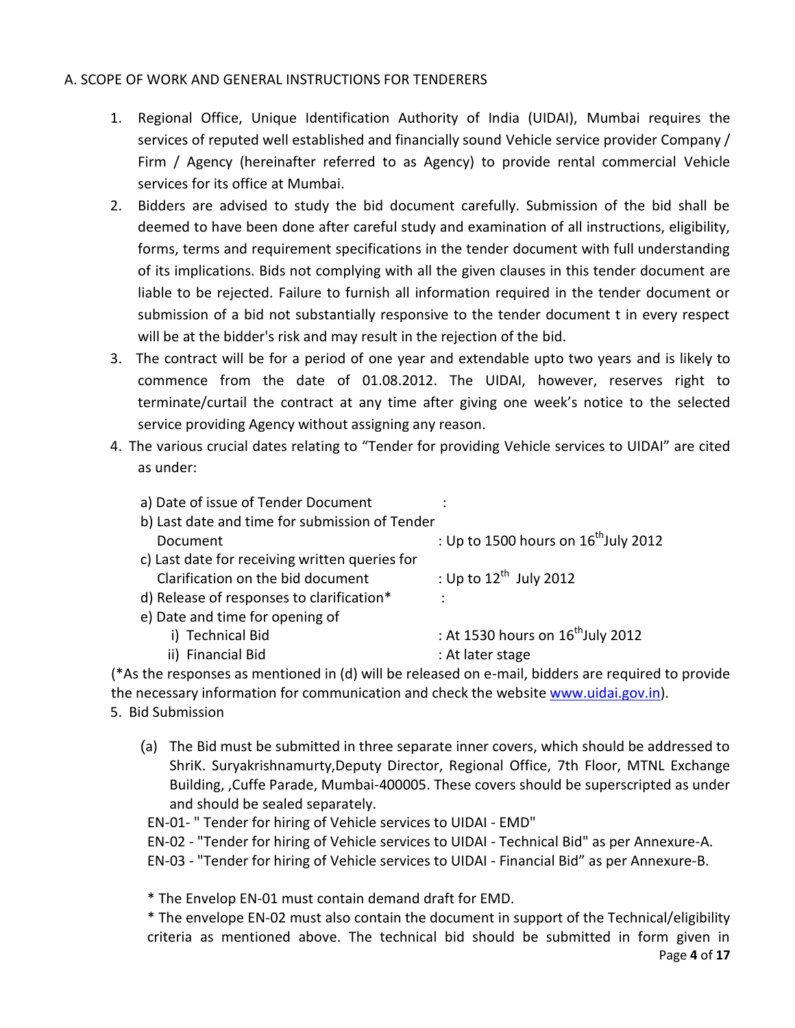A. SCOPE OF WORK AND GENERAL INSTRUCTIONS FOR TENDERERS

1. Regional Office, Unique Identification Authority of India (UIDAI), Mumbai requires the services of reputed well established and financially sound Vehicle service provider Company / Firm / Agency (hereinafter referred to as Agency) to provide rental commercial Vehicle services for its office at Mumbai.
2. Bidders are advised to study the bid document carefully. Submission of the bid shall be deemed to have been done after careful study and examination of all instructions, eligibility, forms, terms and requirement specifications in the tender document with full understanding of its implications. Bids not complying with all the given clauses in this tender document are liable to be rejected. Failure to furnish all information required in the tender document or submission of a bid not substantially responsive to the tender document t in every respect will be at the bidder's risk and may result in the rejection of the bid.
3. The contract will be for a period of one year and extendable upto two years and is likely to commence from the date of 01.08.2012. The UIDAI, however, reserves right to terminate/curtail the contract at any time after giving one week's notice to the selected service providing Agency without assigning any reason.
4. The various crucial dates relating to "Tender for providing Vehicle services to UIDAI" are cited as under:

| | |
|---|---|
| a) Date of issue of Tender Document | : |
| b) Last date and time for submission of Tender Document | : Up to 1500 hours on 16th July 2012 |
| c) Last date for receiving written queries for Clarification on the bid document | : Up to 12th July 2012 |
| d) Release of responses to clarification* | : |
| e) Date and time for opening of | |
| i) Technical Bid | : At 1530 hours on 16th July 2012 |
| ii) Financial Bid | : At later stage |

(*As the responses as mentioned in (d) will be released on e-mail, bidders are required to provide the necessary information for communication and check the website www.uidai.gov.in).

5. Bid Submission

   (a) The Bid must be submitted in three separate inner covers, which should be addressed to ShriK. Suryakrishnamurty,Deputy Director, Regional Office, 7th Floor, MTNL Exchange Building, ,Cuffe Parade, Mumbai-400005. These covers should be superscripted as under and should be sealed separately.

   EN-01- " Tender for hiring of Vehicle services to UIDAI - EMD"

   EN-02 - "Tender for hiring of Vehicle services to UIDAI - Technical Bid" as per Annexure-A.

   EN-03 - "Tender for hiring of Vehicle services to UIDAI - Financial Bid" as per Annexure-B.

   * The Envelop EN-01 must contain demand draft for EMD.

   * The envelope EN-02 must also contain the document in support of the Technical/eligibility criteria as mentioned above. The technical bid should be submitted in form given in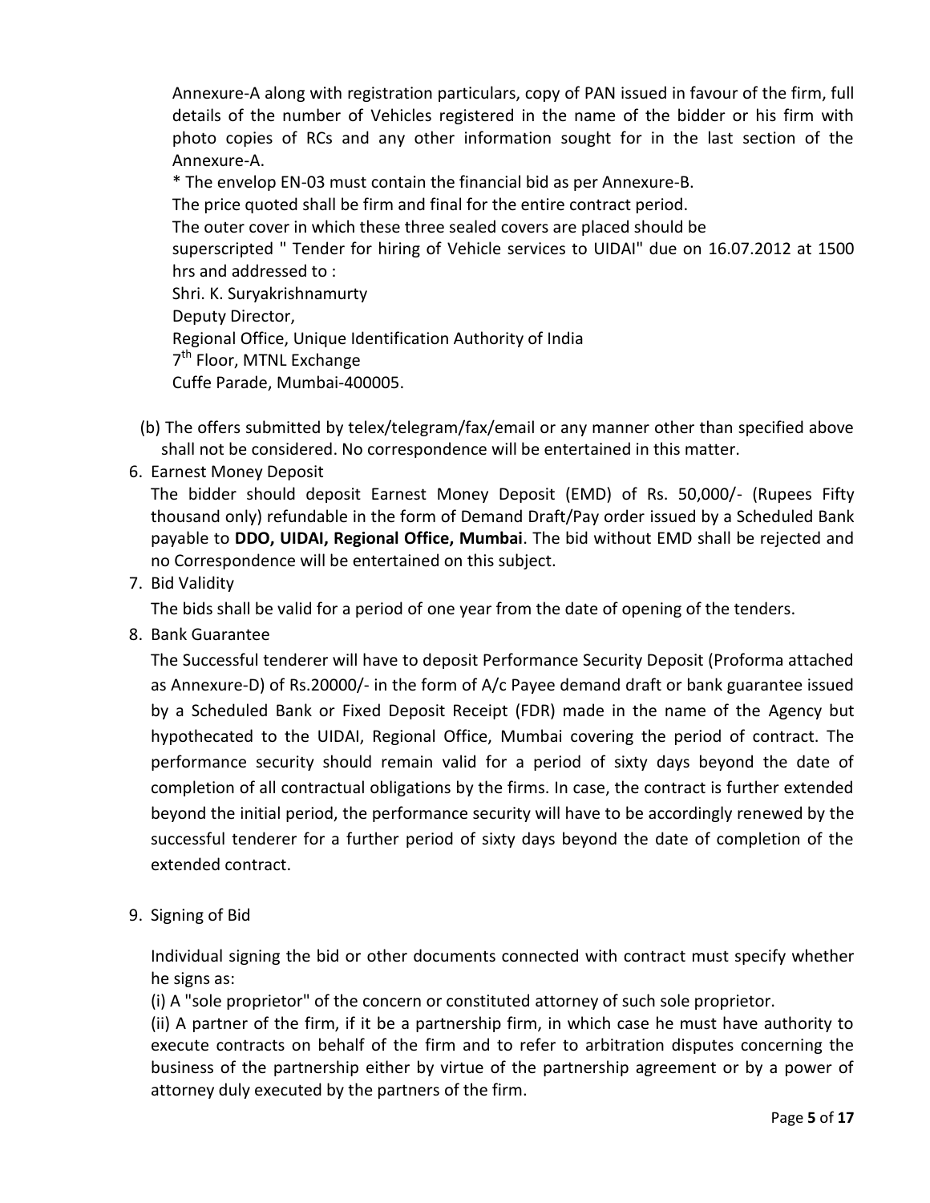Annexure-A along with registration particulars, copy of PAN issued in favour of the firm, full details of the number of Vehicles registered in the name of the bidder or his firm with photo copies of RCs and any other information sought for in the last section of the Annexure-A.

* The envelop EN-03 must contain the financial bid as per Annexure-B.

The price quoted shall be firm and final for the entire contract period.

The outer cover in which these three sealed covers are placed should be superscripted " Tender for hiring of Vehicle services to UIDAI" due on 16.07.2012 at 1500 hrs and addressed to :

Shri. K. Suryakrishnamurty
Deputy Director,
Regional Office, Unique Identification Authority of India
7th Floor, MTNL Exchange
Cuffe Parade, Mumbai-400005.

(b) The offers submitted by telex/telegram/fax/email or any manner other than specified above shall not be considered. No correspondence will be entertained in this matter.

6. Earnest Money Deposit

   The bidder should deposit Earnest Money Deposit (EMD) of Rs. 50,000/- (Rupees Fifty thousand only) refundable in the form of Demand Draft/Pay order issued by a Scheduled Bank payable to **DDO, UIDAI, Regional Office, Mumbai**. The bid without EMD shall be rejected and no Correspondence will be entertained on this subject.

7. Bid Validity

   The bids shall be valid for a period of one year from the date of opening of the tenders.

8. Bank Guarantee

   The Successful tenderer will have to deposit Performance Security Deposit (Proforma attached as Annexure-D) of Rs.20000/- in the form of A/c Payee demand draft or bank guarantee issued by a Scheduled Bank or Fixed Deposit Receipt (FDR) made in the name of the Agency but hypothecated to the UIDAI, Regional Office, Mumbai covering the period of contract. The performance security should remain valid for a period of sixty days beyond the date of completion of all contractual obligations by the firms. In case, the contract is further extended beyond the initial period, the performance security will have to be accordingly renewed by the successful tenderer for a further period of sixty days beyond the date of completion of the extended contract.

9. Signing of Bid

   Individual signing the bid or other documents connected with contract must specify whether he signs as:

   (i) A "sole proprietor" of the concern or constituted attorney of such sole proprietor.

   (ii) A partner of the firm, if it be a partnership firm, in which case he must have authority to execute contracts on behalf of the firm and to refer to arbitration disputes concerning the business of the partnership either by virtue of the partnership agreement or by a power of attorney duly executed by the partners of the firm.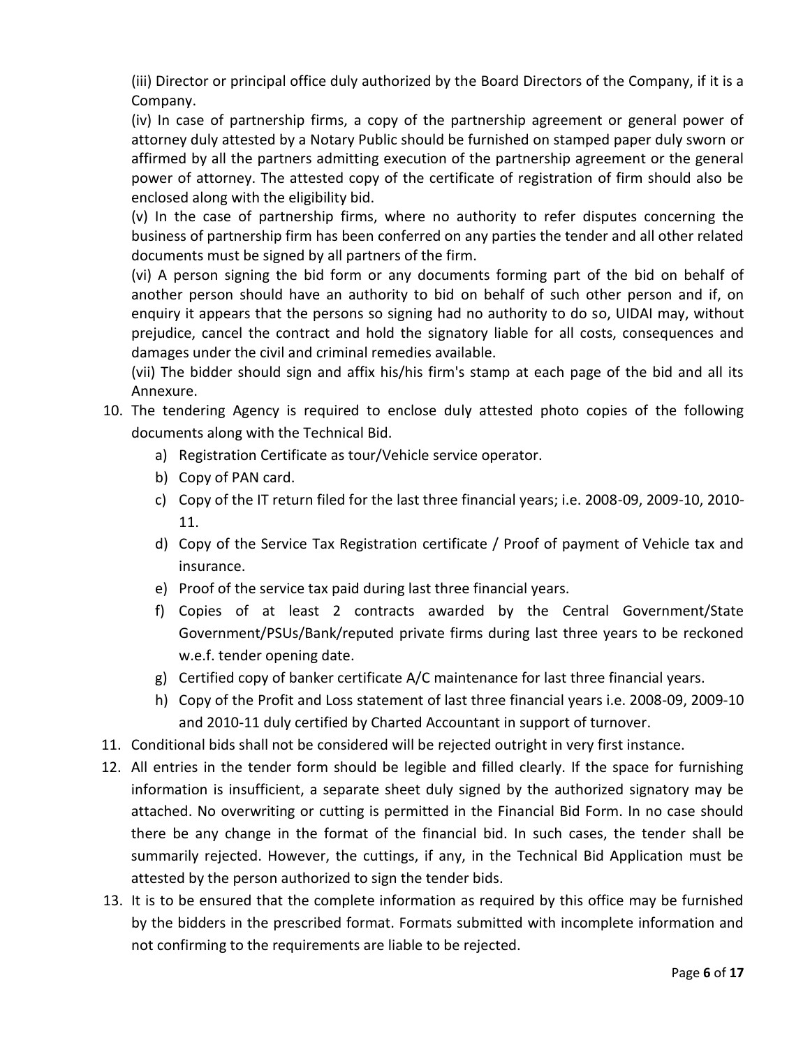(iii) Director or principal office duly authorized by the Board Directors of the Company, if it is a Company.

(iv) In case of partnership firms, a copy of the partnership agreement or general power of attorney duly attested by a Notary Public should be furnished on stamped paper duly sworn or affirmed by all the partners admitting execution of the partnership agreement or the general power of attorney. The attested copy of the certificate of registration of firm should also be enclosed along with the eligibility bid.

(v) In the case of partnership firms, where no authority to refer disputes concerning the business of partnership firm has been conferred on any parties the tender and all other related documents must be signed by all partners of the firm.

(vi) A person signing the bid form or any documents forming part of the bid on behalf of another person should have an authority to bid on behalf of such other person and if, on enquiry it appears that the persons so signing had no authority to do so, UIDAI may, without prejudice, cancel the contract and hold the signatory liable for all costs, consequences and damages under the civil and criminal remedies available.

(vii) The bidder should sign and affix his/his firm's stamp at each page of the bid and all its Annexure.

10. The tendering Agency is required to enclose duly attested photo copies of the following documents along with the Technical Bid.
    a) Registration Certificate as tour/Vehicle service operator.
    b) Copy of PAN card.
    c) Copy of the IT return filed for the last three financial years; i.e. 2008-09, 2009-10, 2010-11.
    d) Copy of the Service Tax Registration certificate / Proof of payment of Vehicle tax and insurance.
    e) Proof of the service tax paid during last three financial years.
    f) Copies of at least 2 contracts awarded by the Central Government/State Government/PSUs/Bank/reputed private firms during last three years to be reckoned w.e.f. tender opening date.
    g) Certified copy of banker certificate A/C maintenance for last three financial years.
    h) Copy of the Profit and Loss statement of last three financial years i.e. 2008-09, 2009-10 and 2010-11 duly certified by Charted Accountant in support of turnover.
11. Conditional bids shall not be considered will be rejected outright in very first instance.
12. All entries in the tender form should be legible and filled clearly. If the space for furnishing information is insufficient, a separate sheet duly signed by the authorized signatory may be attached. No overwriting or cutting is permitted in the Financial Bid Form. In no case should there be any change in the format of the financial bid. In such cases, the tender shall be summarily rejected. However, the cuttings, if any, in the Technical Bid Application must be attested by the person authorized to sign the tender bids.
13. It is to be ensured that the complete information as required by this office may be furnished by the bidders in the prescribed format. Formats submitted with incomplete information and not confirming to the requirements are liable to be rejected.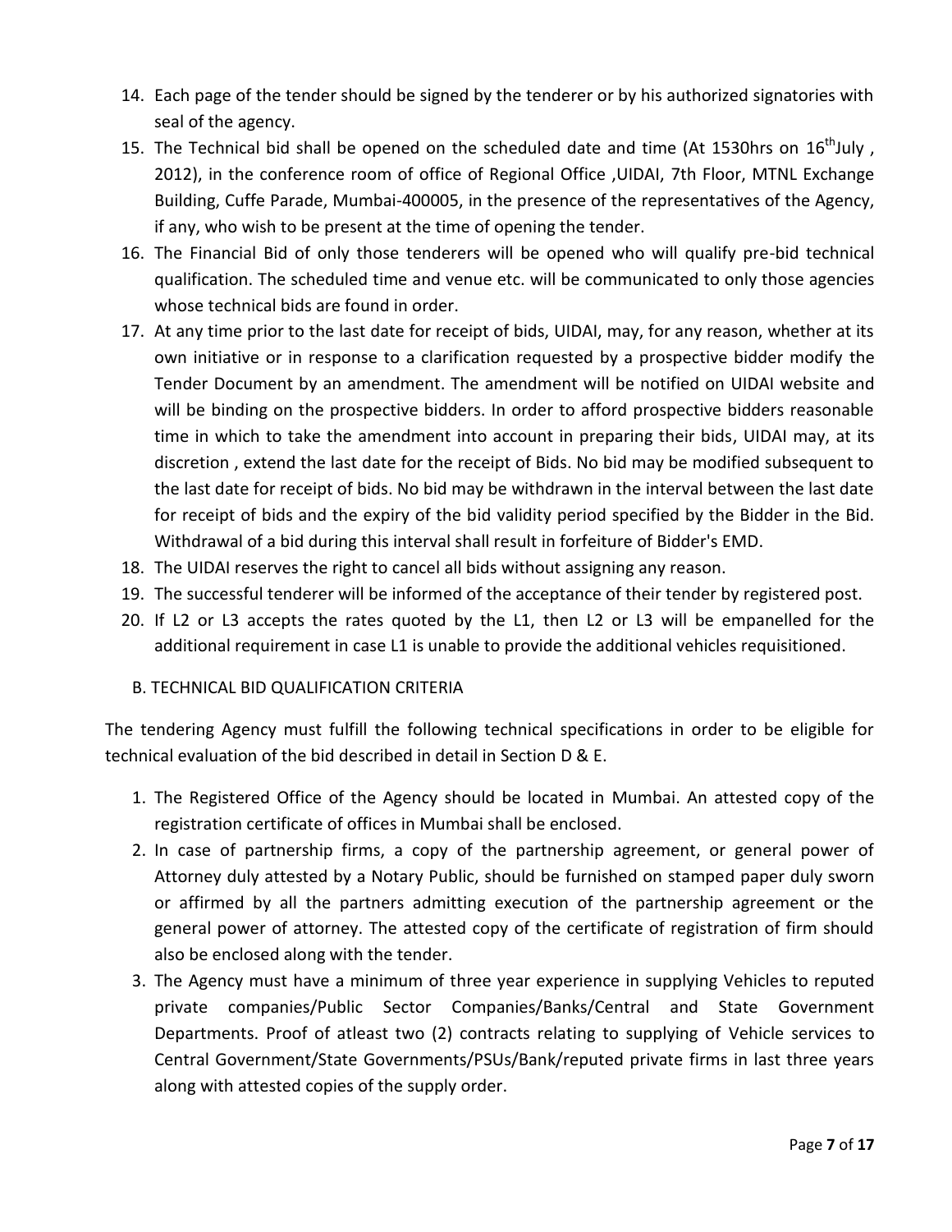14. Each page of the tender should be signed by the tenderer or by his authorized signatories with seal of the agency.
15. The Technical bid shall be opened on the scheduled date and time (At 1530hrs on 16th July , 2012), in the conference room of office of Regional Office ,UIDAI, 7th Floor, MTNL Exchange Building, Cuffe Parade, Mumbai-400005, in the presence of the representatives of the Agency, if any, who wish to be present at the time of opening the tender.
16. The Financial Bid of only those tenderers will be opened who will qualify pre-bid technical qualification. The scheduled time and venue etc. will be communicated to only those agencies whose technical bids are found in order.
17. At any time prior to the last date for receipt of bids, UIDAI, may, for any reason, whether at its own initiative or in response to a clarification requested by a prospective bidder modify the Tender Document by an amendment. The amendment will be notified on UIDAI website and will be binding on the prospective bidders. In order to afford prospective bidders reasonable time in which to take the amendment into account in preparing their bids, UIDAI may, at its discretion , extend the last date for the receipt of Bids. No bid may be modified subsequent to the last date for receipt of bids. No bid may be withdrawn in the interval between the last date for receipt of bids and the expiry of the bid validity period specified by the Bidder in the Bid. Withdrawal of a bid during this interval shall result in forfeiture of Bidder's EMD.
18. The UIDAI reserves the right to cancel all bids without assigning any reason.
19. The successful tenderer will be informed of the acceptance of their tender by registered post.
20. If L2 or L3 accepts the rates quoted by the L1, then L2 or L3 will be empanelled for the additional requirement in case L1 is unable to provide the additional vehicles requisitioned.

## B. TECHNICAL BID QUALIFICATION CRITERIA

The tendering Agency must fulfill the following technical specifications in order to be eligible for technical evaluation of the bid described in detail in Section D & E.

1. The Registered Office of the Agency should be located in Mumbai. An attested copy of the registration certificate of offices in Mumbai shall be enclosed.
2. In case of partnership firms, a copy of the partnership agreement, or general power of Attorney duly attested by a Notary Public, should be furnished on stamped paper duly sworn or affirmed by all the partners admitting execution of the partnership agreement or the general power of attorney. The attested copy of the certificate of registration of firm should also be enclosed along with the tender.
3. The Agency must have a minimum of three year experience in supplying Vehicles to reputed private companies/Public Sector Companies/Banks/Central and State Government Departments. Proof of atleast two (2) contracts relating to supplying of Vehicle services to Central Government/State Governments/PSUs/Bank/reputed private firms in last three years along with attested copies of the supply order.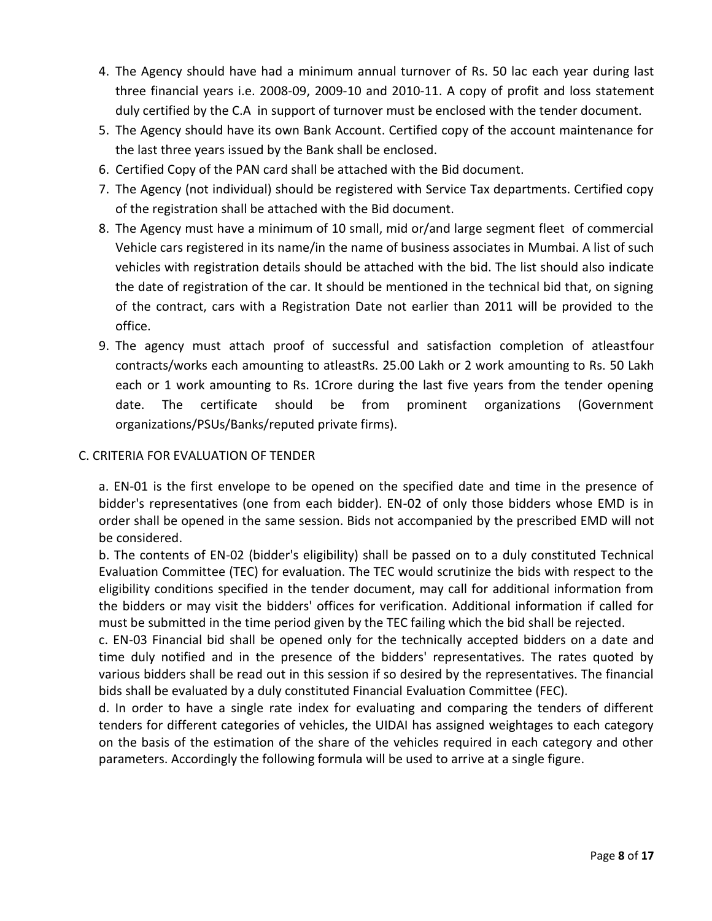4. The Agency should have had a minimum annual turnover of Rs. 50 lac each year during last three financial years i.e. 2008-09, 2009-10 and 2010-11. A copy of profit and loss statement duly certified by the C.A in support of turnover must be enclosed with the tender document.
5. The Agency should have its own Bank Account. Certified copy of the account maintenance for the last three years issued by the Bank shall be enclosed.
6. Certified Copy of the PAN card shall be attached with the Bid document.
7. The Agency (not individual) should be registered with Service Tax departments. Certified copy of the registration shall be attached with the Bid document.
8. The Agency must have a minimum of 10 small, mid or/and large segment fleet of commercial Vehicle cars registered in its name/in the name of business associates in Mumbai. A list of such vehicles with registration details should be attached with the bid. The list should also indicate the date of registration of the car. It should be mentioned in the technical bid that, on signing of the contract, cars with a Registration Date not earlier than 2011 will be provided to the office.
9. The agency must attach proof of successful and satisfaction completion of atleastfour contracts/works each amounting to atleastRs. 25.00 Lakh or 2 work amounting to Rs. 50 Lakh each or 1 work amounting to Rs. 1Crore during the last five years from the tender opening date. The certificate should be from prominent organizations (Government organizations/PSUs/Banks/reputed private firms).

C. CRITERIA FOR EVALUATION OF TENDER

a. EN-01 is the first envelope to be opened on the specified date and time in the presence of bidder's representatives (one from each bidder). EN-02 of only those bidders whose EMD is in order shall be opened in the same session. Bids not accompanied by the prescribed EMD will not be considered.

b. The contents of EN-02 (bidder's eligibility) shall be passed on to a duly constituted Technical Evaluation Committee (TEC) for evaluation. The TEC would scrutinize the bids with respect to the eligibility conditions specified in the tender document, may call for additional information from the bidders or may visit the bidders' offices for verification. Additional information if called for must be submitted in the time period given by the TEC failing which the bid shall be rejected.

c. EN-03 Financial bid shall be opened only for the technically accepted bidders on a date and time duly notified and in the presence of the bidders' representatives. The rates quoted by various bidders shall be read out in this session if so desired by the representatives. The financial bids shall be evaluated by a duly constituted Financial Evaluation Committee (FEC).

d. In order to have a single rate index for evaluating and comparing the tenders of different tenders for different categories of vehicles, the UIDAI has assigned weightages to each category on the basis of the estimation of the share of the vehicles required in each category and other parameters. Accordingly the following formula will be used to arrive at a single figure.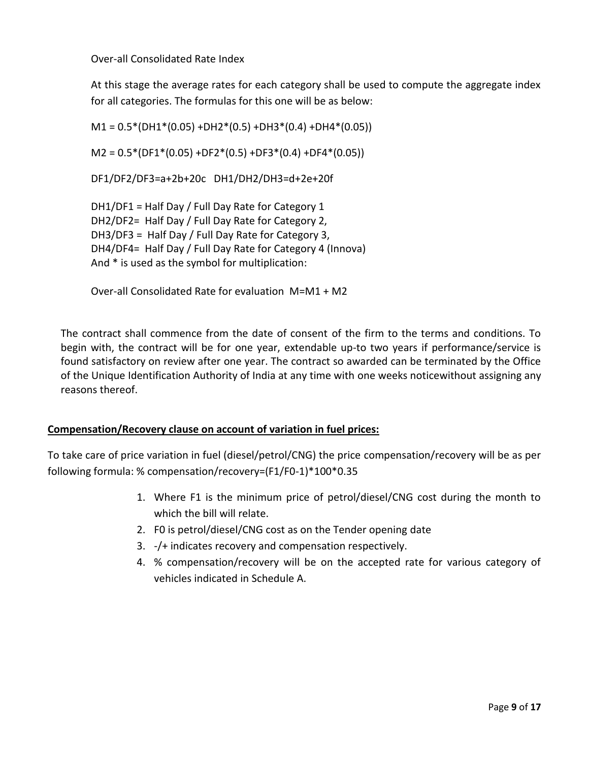Over-all Consolidated Rate Index

At this stage the average rates for each category shall be used to compute the aggregate index for all categories. The formulas for this one will be as below:

$M1 = 0.5*(DH1*(0.05) + DH2*(0.5) + DH3*(0.4) + DH4*(0.05))$

$M2 = 0.5*(DF1*(0.05) + DF2*(0.5) + DF3*(0.4) + DF4*(0.05))$

$DF1/DF2/DF3 = a+2b+20c$   $DH1/DH2/DH3 = d+2e+20f$

DH1/DF1 = Half Day / Full Day Rate for Category 1
DH2/DF2= Half Day / Full Day Rate for Category 2,
DH3/DF3 = Half Day / Full Day Rate for Category 3,
DH4/DF4= Half Day / Full Day Rate for Category 4 (Innova)
And * is used as the symbol for multiplication:

Over-all Consolidated Rate for evaluation $M = M1 + M2$

The contract shall commence from the date of consent of the firm to the terms and conditions. To begin with, the contract will be for one year, extendable up-to two years if performance/service is found satisfactory on review after one year. The contract so awarded can be terminated by the Office of the Unique Identification Authority of India at any time with one weeks noticewithout assigning any reasons thereof.

**Compensation/Recovery clause on account of variation in fuel prices:**

To take care of price variation in fuel (diesel/petrol/CNG) the price compensation/recovery will be as per following formula: % compensation/recovery=$(F1/F0-1)*100*0.35$

1. Where F1 is the minimum price of petrol/diesel/CNG cost during the month to which the bill will relate.
2. F0 is petrol/diesel/CNG cost as on the Tender opening date
3. -/+ indicates recovery and compensation respectively.
4. % compensation/recovery will be on the accepted rate for various category of vehicles indicated in Schedule A.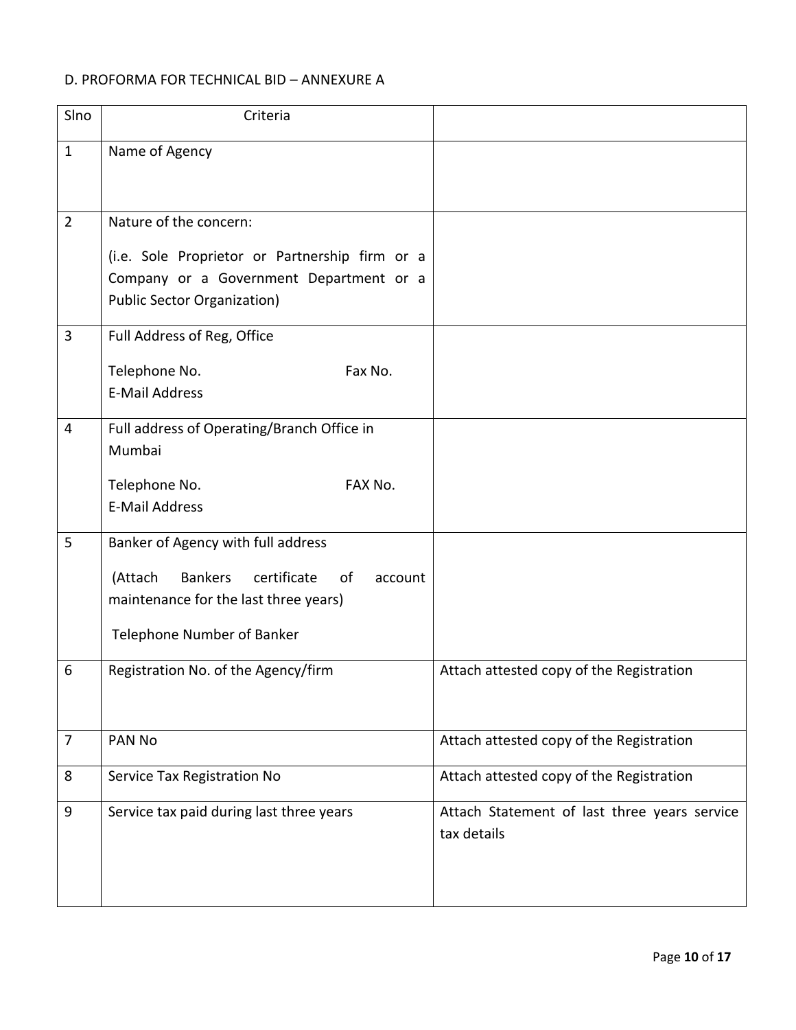D. PROFORMA FOR TECHNICAL BID – ANNEXURE A

| Slno | Criteria | |
|---|---|---|
| 1 | Name of Agency | |
| 2 | Nature of the concern:<br><br>(i.e. Sole Proprietor or Partnership firm or a Company or a Government Department or a Public Sector Organization) | |
| 3 | Full Address of Reg, Office<br><br>Telephone No. Fax No.<br>E-Mail Address | |
| 4 | Full address of Operating/Branch Office in Mumbai<br><br>Telephone No. FAX No.<br>E-Mail Address | |
| 5 | Banker of Agency with full address<br><br>(Attach Bankers certificate of account maintenance for the last three years)<br><br>Telephone Number of Banker | |
| 6 | Registration No. of the Agency/firm | Attach attested copy of the Registration |
| 7 | PAN No | Attach attested copy of the Registration |
| 8 | Service Tax Registration No | Attach attested copy of the Registration |
| 9 | Service tax paid during last three years | Attach Statement of last three years service tax details |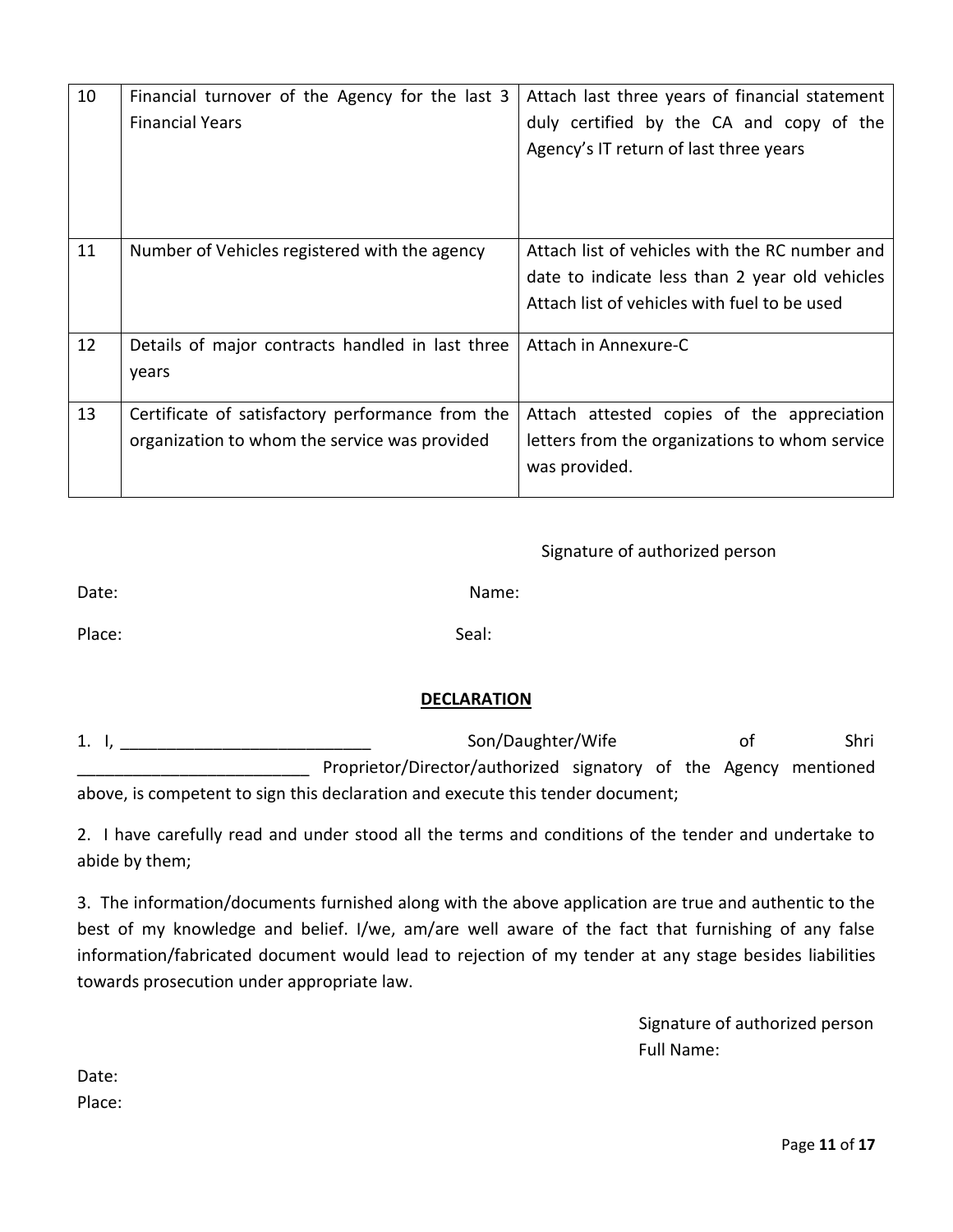| 10 | Financial turnover of the Agency for the last 3 Financial Years | Attach last three years of financial statement duly certified by the CA and copy of the Agency's IT return of last three years |
|---|---|---|
| 11 | Number of Vehicles registered with the agency | Attach list of vehicles with the RC number and date to indicate less than 2 year old vehicles Attach list of vehicles with fuel to be used |
| 12 | Details of major contracts handled in last three years | Attach in Annexure-C |
| 13 | Certificate of satisfactory performance from the organization to whom the service was provided | Attach attested copies of the appreciation letters from the organizations to whom service was provided. |

Signature of authorized person

Date: Name:

Place: Seal:

**DECLARATION**

1. I, ___________________________ Son/Daughter/Wife of Shri _________________________ Proprietor/Director/authorized signatory of the Agency mentioned above, is competent to sign this declaration and execute this tender document;

2. I have carefully read and under stood all the terms and conditions of the tender and undertake to abide by them;

3. The information/documents furnished along with the above application are true and authentic to the best of my knowledge and belief. I/we, am/are well aware of the fact that furnishing of any false information/fabricated document would lead to rejection of my tender at any stage besides liabilities towards prosecution under appropriate law.

Signature of authorized person
Full Name:

Date:
Place: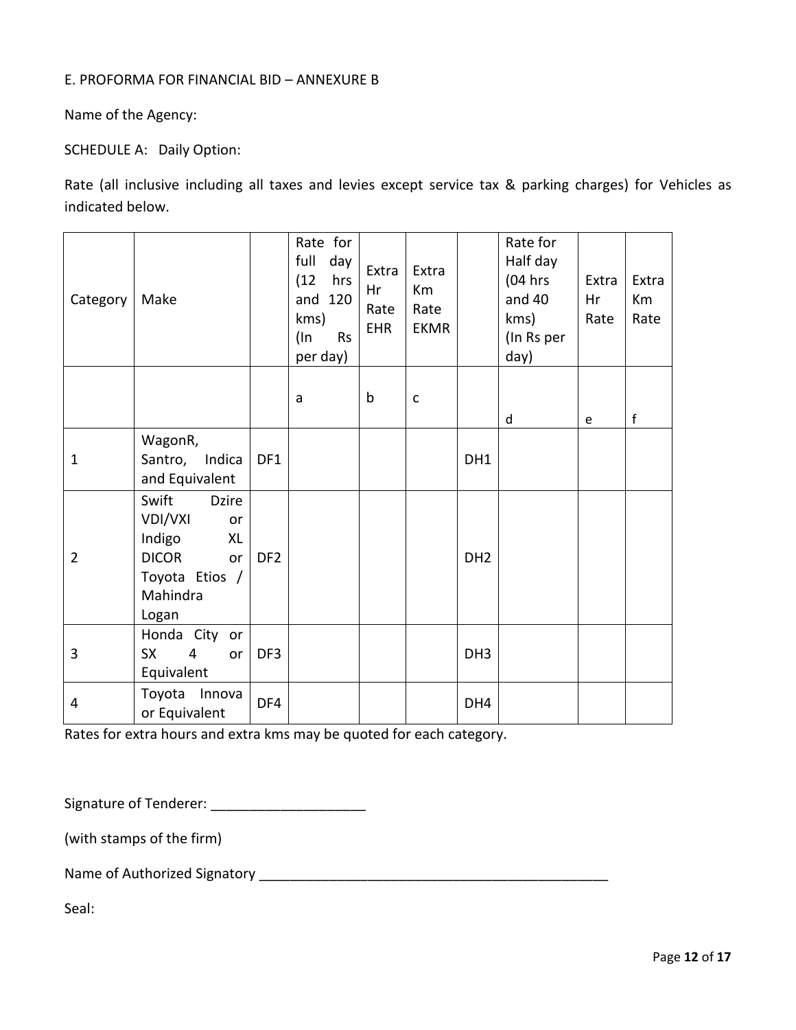E. PROFORMA FOR FINANCIAL BID – ANNEXURE B

Name of the Agency:

SCHEDULE A: Daily Option:

Rate (all inclusive including all taxes and levies except service tax & parking charges) for Vehicles as indicated below.

| Category | Make | | Rate for full day (12 hrs and 120 kms) (In Rs per day) | Extra Hr Rate EHR | Extra Km Rate EKMR | | Rate for Half day (04 hrs and 40 kms) (In Rs per day) | Extra Hr Rate | Extra Km Rate |
|---|---|---|---|---|---|---|---|---|---|
| | | | a | b | c | | d | e | f |
| 1 | WagonR, Santro, Indica and Equivalent | DF1 | | | | DH1 | | | |
| 2 | Swift Dzire VDI/VXI or Indigo XL DICOR or Toyota Etios / Mahindra Logan | DF2 | | | | DH2 | | | |
| 3 | Honda City or SX 4 or Equivalent | DF3 | | | | DH3 | | | |
| 4 | Toyota Innova or Equivalent | DF4 | | | | DH4 | | | |

Rates for extra hours and extra kms may be quoted for each category.

Signature of Tenderer: ____________________

(with stamps of the firm)

Name of Authorized Signatory ________________________________________________

Seal: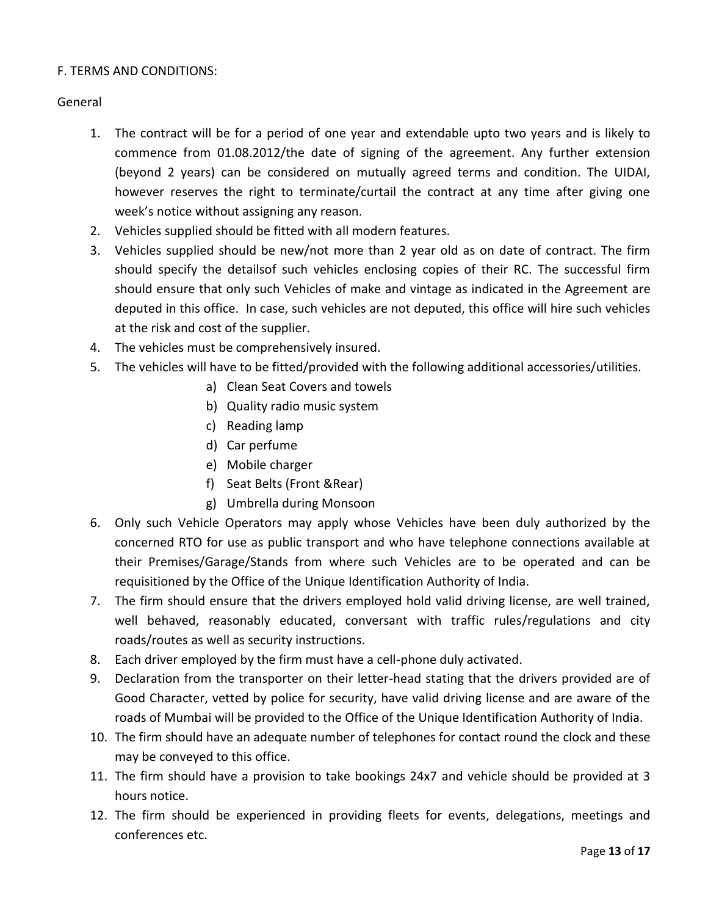F. TERMS AND CONDITIONS:

General

1. The contract will be for a period of one year and extendable upto two years and is likely to commence from 01.08.2012/the date of signing of the agreement. Any further extension (beyond 2 years) can be considered on mutually agreed terms and condition. The UIDAI, however reserves the right to terminate/curtail the contract at any time after giving one week's notice without assigning any reason.
2. Vehicles supplied should be fitted with all modern features.
3. Vehicles supplied should be new/not more than 2 year old as on date of contract. The firm should specify the detailsof such vehicles enclosing copies of their RC. The successful firm should ensure that only such Vehicles of make and vintage as indicated in the Agreement are deputed in this office. In case, such vehicles are not deputed, this office will hire such vehicles at the risk and cost of the supplier.
4. The vehicles must be comprehensively insured.
5. The vehicles will have to be fitted/provided with the following additional accessories/utilities.
   a) Clean Seat Covers and towels
   b) Quality radio music system
   c) Reading lamp
   d) Car perfume
   e) Mobile charger
   f) Seat Belts (Front &Rear)
   g) Umbrella during Monsoon
6. Only such Vehicle Operators may apply whose Vehicles have been duly authorized by the concerned RTO for use as public transport and who have telephone connections available at their Premises/Garage/Stands from where such Vehicles are to be operated and can be requisitioned by the Office of the Unique Identification Authority of India.
7. The firm should ensure that the drivers employed hold valid driving license, are well trained, well behaved, reasonably educated, conversant with traffic rules/regulations and city roads/routes as well as security instructions.
8. Each driver employed by the firm must have a cell-phone duly activated.
9. Declaration from the transporter on their letter-head stating that the drivers provided are of Good Character, vetted by police for security, have valid driving license and are aware of the roads of Mumbai will be provided to the Office of the Unique Identification Authority of India.
10. The firm should have an adequate number of telephones for contact round the clock and these may be conveyed to this office.
11. The firm should have a provision to take bookings 24x7 and vehicle should be provided at 3 hours notice.
12. The firm should be experienced in providing fleets for events, delegations, meetings and conferences etc.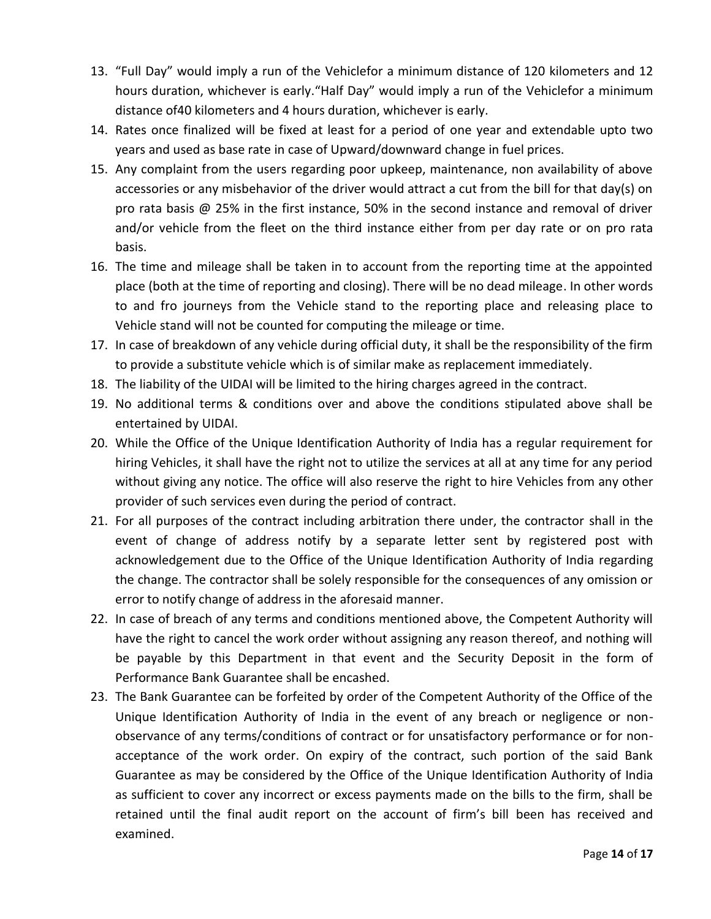13. "Full Day" would imply a run of the Vehiclefor a minimum distance of 120 kilometers and 12 hours duration, whichever is early."Half Day" would imply a run of the Vehiclefor a minimum distance of40 kilometers and 4 hours duration, whichever is early.
14. Rates once finalized will be fixed at least for a period of one year and extendable upto two years and used as base rate in case of Upward/downward change in fuel prices.
15. Any complaint from the users regarding poor upkeep, maintenance, non availability of above accessories or any misbehavior of the driver would attract a cut from the bill for that day(s) on pro rata basis @ 25% in the first instance, 50% in the second instance and removal of driver and/or vehicle from the fleet on the third instance either from per day rate or on pro rata basis.
16. The time and mileage shall be taken in to account from the reporting time at the appointed place (both at the time of reporting and closing). There will be no dead mileage. In other words to and fro journeys from the Vehicle stand to the reporting place and releasing place to Vehicle stand will not be counted for computing the mileage or time.
17. In case of breakdown of any vehicle during official duty, it shall be the responsibility of the firm to provide a substitute vehicle which is of similar make as replacement immediately.
18. The liability of the UIDAI will be limited to the hiring charges agreed in the contract.
19. No additional terms & conditions over and above the conditions stipulated above shall be entertained by UIDAI.
20. While the Office of the Unique Identification Authority of India has a regular requirement for hiring Vehicles, it shall have the right not to utilize the services at all at any time for any period without giving any notice. The office will also reserve the right to hire Vehicles from any other provider of such services even during the period of contract.
21. For all purposes of the contract including arbitration there under, the contractor shall in the event of change of address notify by a separate letter sent by registered post with acknowledgement due to the Office of the Unique Identification Authority of India regarding the change. The contractor shall be solely responsible for the consequences of any omission or error to notify change of address in the aforesaid manner.
22. In case of breach of any terms and conditions mentioned above, the Competent Authority will have the right to cancel the work order without assigning any reason thereof, and nothing will be payable by this Department in that event and the Security Deposit in the form of Performance Bank Guarantee shall be encashed.
23. The Bank Guarantee can be forfeited by order of the Competent Authority of the Office of the Unique Identification Authority of India in the event of any breach or negligence or non-observance of any terms/conditions of contract or for unsatisfactory performance or for non-acceptance of the work order. On expiry of the contract, such portion of the said Bank Guarantee as may be considered by the Office of the Unique Identification Authority of India as sufficient to cover any incorrect or excess payments made on the bills to the firm, shall be retained until the final audit report on the account of firm's bill been has received and examined.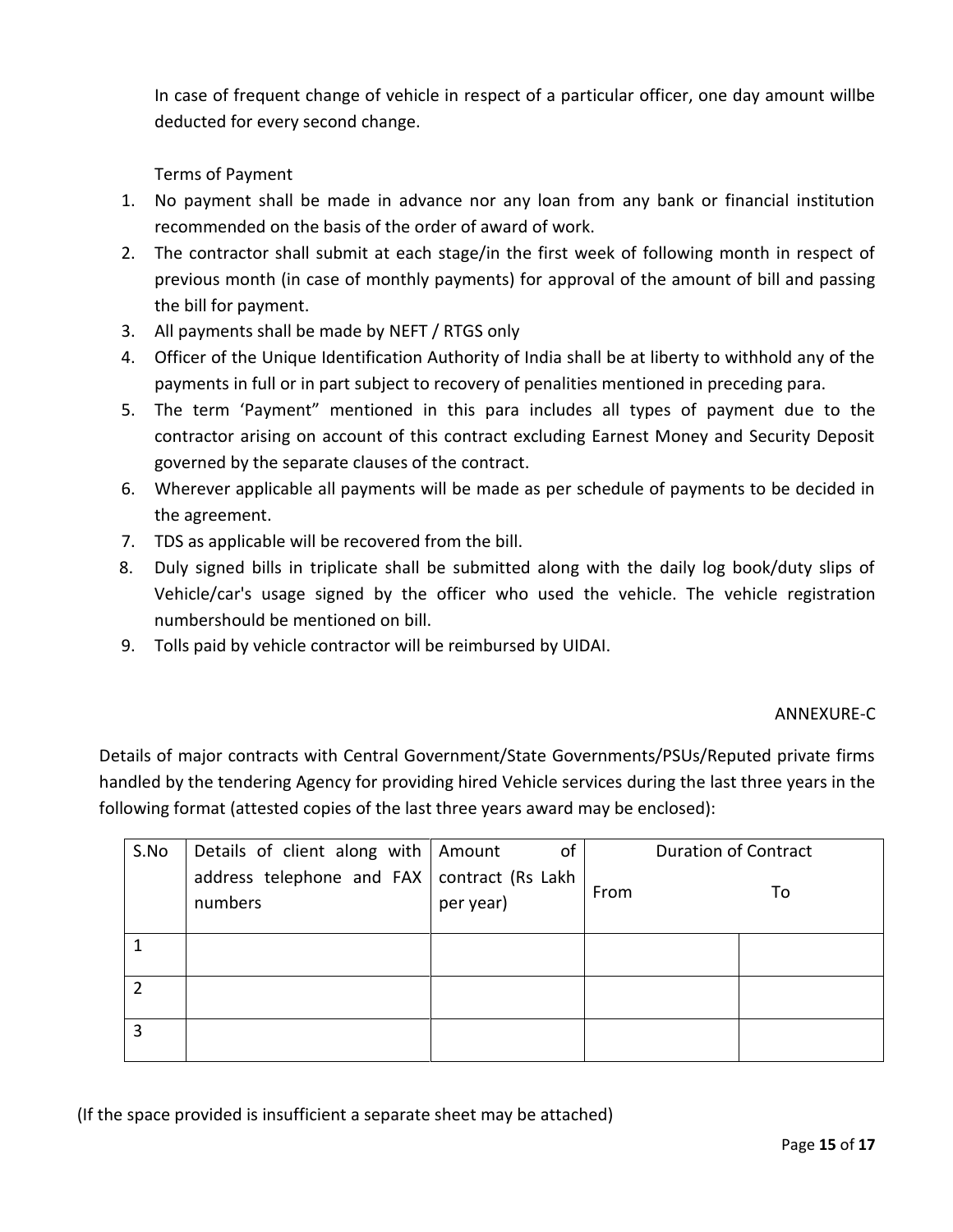In case of frequent change of vehicle in respect of a particular officer, one day amount willbe deducted for every second change.

Terms of Payment

1. No payment shall be made in advance nor any loan from any bank or financial institution recommended on the basis of the order of award of work.
2. The contractor shall submit at each stage/in the first week of following month in respect of previous month (in case of monthly payments) for approval of the amount of bill and passing the bill for payment.
3. All payments shall be made by NEFT / RTGS only
4. Officer of the Unique Identification Authority of India shall be at liberty to withhold any of the payments in full or in part subject to recovery of penalities mentioned in preceding para.
5. The term 'Payment" mentioned in this para includes all types of payment due to the contractor arising on account of this contract excluding Earnest Money and Security Deposit governed by the separate clauses of the contract.
6. Wherever applicable all payments will be made as per schedule of payments to be decided in the agreement.
7. TDS as applicable will be recovered from the bill.
8. Duly signed bills in triplicate shall be submitted along with the daily log book/duty slips of Vehicle/car's usage signed by the officer who used the vehicle. The vehicle registration numbershould be mentioned on bill.
9. Tolls paid by vehicle contractor will be reimbursed by UIDAI.

ANNEXURE-C

Details of major contracts with Central Government/State Governments/PSUs/Reputed private firms handled by the tendering Agency for providing hired Vehicle services during the last three years in the following format (attested copies of the last three years award may be enclosed):

| S.No | Details of client along with address telephone and FAX numbers | Amount of contract (Rs Lakh per year) | Duration of Contract | |
|---|---|---|---|---|
| | | | From | To |
| 1 | | | | |
| 2 | | | | |
| 3 | | | | |

(If the space provided is insufficient a separate sheet may be attached)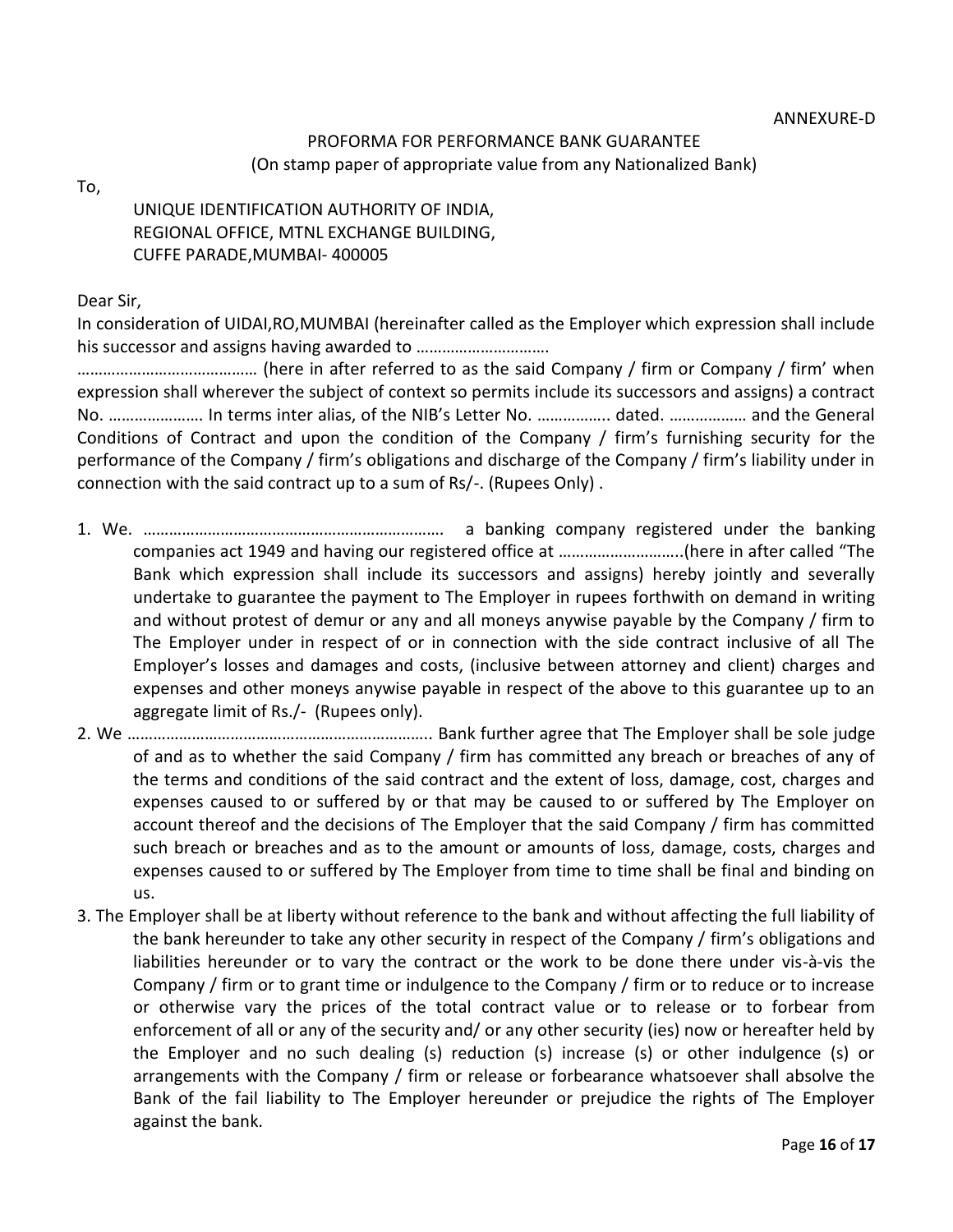ANNEXURE-D

PROFORMA FOR PERFORMANCE BANK GUARANTEE
(On stamp paper of appropriate value from any Nationalized Bank)

To,

UNIQUE IDENTIFICATION AUTHORITY OF INDIA,
REGIONAL OFFICE, MTNL EXCHANGE BUILDING,
CUFFE PARADE,MUMBAI- 400005

Dear Sir,

In consideration of UIDAI,RO,MUMBAI (hereinafter called as the Employer which expression shall include his successor and assigns having awarded to ………………………….
…………………………………… (here in after referred to as the said Company / firm or Company / firm' when expression shall wherever the subject of context so permits include its successors and assigns) a contract No. …………………. In terms inter alias, of the NIB's Letter No. …………….. dated. ……………… and the General Conditions of Contract and upon the condition of the Company / firm's furnishing security for the performance of the Company / firm's obligations and discharge of the Company / firm's liability under in connection with the said contract up to a sum of Rs/-. (Rupees Only) .

1. We. …………………………………………………………… a banking company registered under the banking companies act 1949 and having our registered office at ………………………..(here in after called "The Bank which expression shall include its successors and assigns) hereby jointly and severally undertake to guarantee the payment to The Employer in rupees forthwith on demand in writing and without protest of demur or any and all moneys anywise payable by the Company / firm to The Employer under in respect of or in connection with the side contract inclusive of all The Employer's losses and damages and costs, (inclusive between attorney and client) charges and expenses and other moneys anywise payable in respect of the above to this guarantee up to an aggregate limit of Rs./- (Rupees only).
2. We …………………………………………………………….. Bank further agree that The Employer shall be sole judge of and as to whether the said Company / firm has committed any breach or breaches of any of the terms and conditions of the said contract and the extent of loss, damage, cost, charges and expenses caused to or suffered by or that may be caused to or suffered by The Employer on account thereof and the decisions of The Employer that the said Company / firm has committed such breach or breaches and as to the amount or amounts of loss, damage, costs, charges and expenses caused to or suffered by The Employer from time to time shall be final and binding on us.
3. The Employer shall be at liberty without reference to the bank and without affecting the full liability of the bank hereunder to take any other security in respect of the Company / firm's obligations and liabilities hereunder or to vary the contract or the work to be done there under vis-à-vis the Company / firm or to grant time or indulgence to the Company / firm or to reduce or to increase or otherwise vary the prices of the total contract value or to release or to forbear from enforcement of all or any of the security and/ or any other security (ies) now or hereafter held by the Employer and no such dealing (s) reduction (s) increase (s) or other indulgence (s) or arrangements with the Company / firm or release or forbearance whatsoever shall absolve the Bank of the fail liability to The Employer hereunder or prejudice the rights of The Employer against the bank.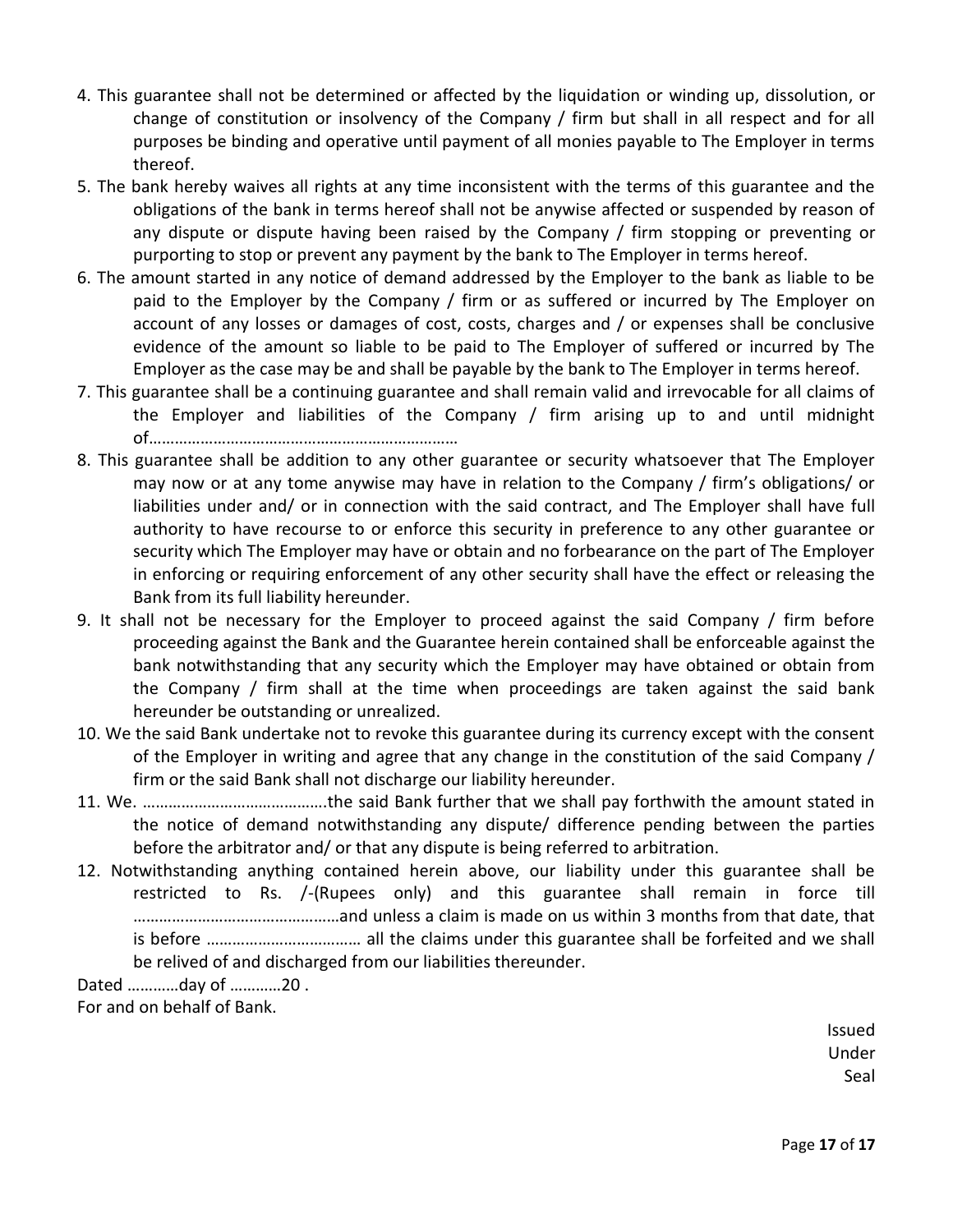4. This guarantee shall not be determined or affected by the liquidation or winding up, dissolution, or change of constitution or insolvency of the Company / firm but shall in all respect and for all purposes be binding and operative until payment of all monies payable to The Employer in terms thereof.
5. The bank hereby waives all rights at any time inconsistent with the terms of this guarantee and the obligations of the bank in terms hereof shall not be anywise affected or suspended by reason of any dispute or dispute having been raised by the Company / firm stopping or preventing or purporting to stop or prevent any payment by the bank to The Employer in terms hereof.
6. The amount started in any notice of demand addressed by the Employer to the bank as liable to be paid to the Employer by the Company / firm or as suffered or incurred by The Employer on account of any losses or damages of cost, costs, charges and / or expenses shall be conclusive evidence of the amount so liable to be paid to The Employer of suffered or incurred by The Employer as the case may be and shall be payable by the bank to The Employer in terms hereof.
7. This guarantee shall be a continuing guarantee and shall remain valid and irrevocable for all claims of the Employer and liabilities of the Company / firm arising up to and until midnight of………………………………………………………………
8. This guarantee shall be addition to any other guarantee or security whatsoever that The Employer may now or at any tome anywise may have in relation to the Company / firm's obligations/ or liabilities under and/ or in connection with the said contract, and The Employer shall have full authority to have recourse to or enforce this security in preference to any other guarantee or security which The Employer may have or obtain and no forbearance on the part of The Employer in enforcing or requiring enforcement of any other security shall have the effect or releasing the Bank from its full liability hereunder.
9. It shall not be necessary for the Employer to proceed against the said Company / firm before proceeding against the Bank and the Guarantee herein contained shall be enforceable against the bank notwithstanding that any security which the Employer may have obtained or obtain from the Company / firm shall at the time when proceedings are taken against the said bank hereunder be outstanding or unrealized.
10. We the said Bank undertake not to revoke this guarantee during its currency except with the consent of the Employer in writing and agree that any change in the constitution of the said Company / firm or the said Bank shall not discharge our liability hereunder.
11. We. …………………………………….the said Bank further that we shall pay forthwith the amount stated in the notice of demand notwithstanding any dispute/ difference pending between the parties before the arbitrator and/ or that any dispute is being referred to arbitration.
12. Notwithstanding anything contained herein above, our liability under this guarantee shall be restricted to Rs. /-(Rupees only) and this guarantee shall remain in force till ………………………………………and unless a claim is made on us within 3 months from that date, that is before ……………………………… all the claims under this guarantee shall be forfeited and we shall be relived of and discharged from our liabilities thereunder.

Dated …………day of …………20 .

For and on behalf of Bank.

Issued Under Seal